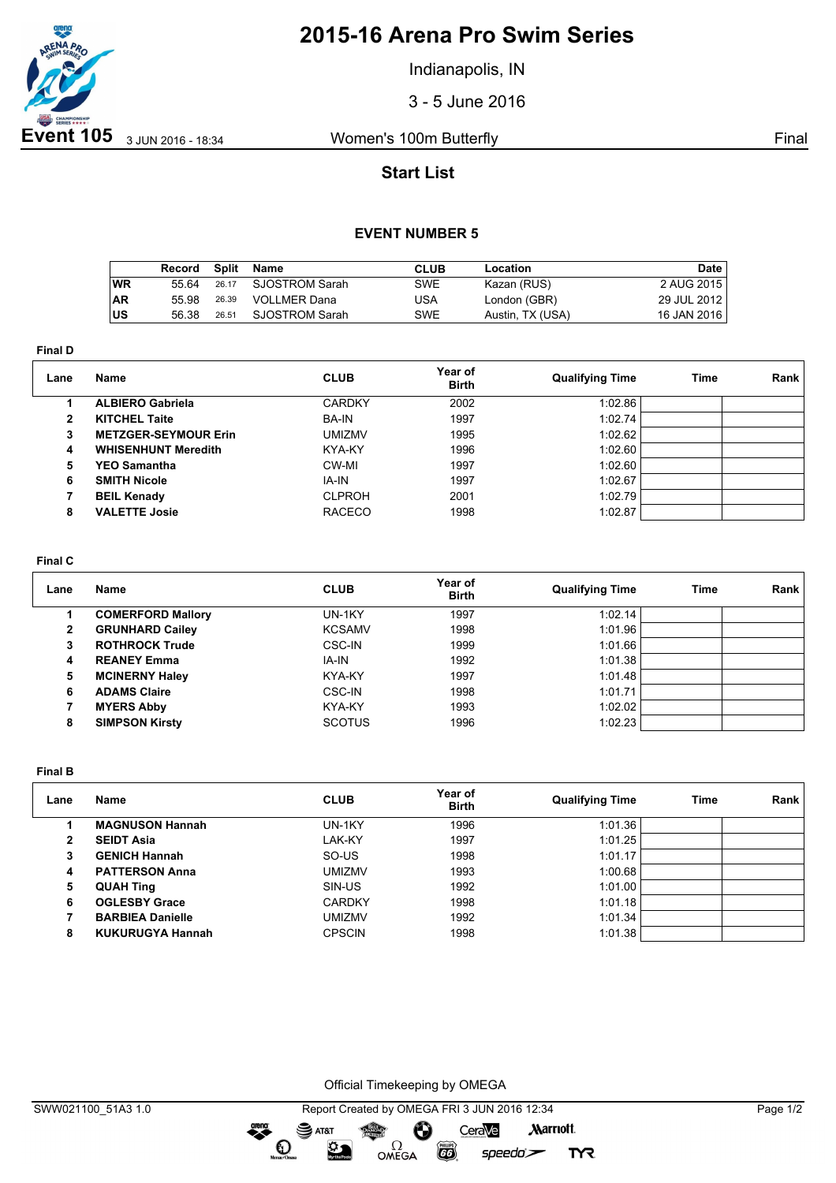# 2015-16 Arena Pro Swim Series

Indianapolis, IN

3 - 5 June 2016

**Event 105** 3 JUN 2016 - 18:34 Women's 100m Butterfly Final

## Start List

### EVENT NUMBER 5

| | Record | Split | Name | CLUB | Location | Date |
|---|---|---|---|---|---|---|
| WR | 55.64 | 26.17 | SJOSTROM Sarah | SWE | Kazan (RUS) | 2 AUG 2015 |
| AR | 55.98 | 26.39 | VOLLMER Dana | USA | London (GBR) | 29 JUL 2012 |
| US | 56.38 | 26.51 | SJOSTROM Sarah | SWE | Austin, TX (USA) | 16 JAN 2016 |

**Final D**

| Lane | Name | CLUB | Year of Birth | Qualifying Time | Time | Rank |
|---|---|---|---|---|---|---|
| 1 | **ALBIERO Gabriela** | CARDKY | 2002 | 1:02.86 | | |
| 2 | **KITCHEL Taite** | BA-IN | 1997 | 1:02.74 | | |
| 3 | **METZGER-SEYMOUR Erin** | UMIZMV | 1995 | 1:02.62 | | |
| 4 | **WHISENHUNT Meredith** | KYA-KY | 1996 | 1:02.60 | | |
| 5 | **YEO Samantha** | CW-MI | 1997 | 1:02.60 | | |
| 6 | **SMITH Nicole** | IA-IN | 1997 | 1:02.67 | | |
| 7 | **BEIL Kenady** | CLPROH | 2001 | 1:02.79 | | |
| 8 | **VALETTE Josie** | RACECO | 1998 | 1:02.87 | | |

**Final C**

| Lane | Name | CLUB | Year of Birth | Qualifying Time | Time | Rank |
|---|---|---|---|---|---|---|
| 1 | **COMERFORD Mallory** | UN-1KY | 1997 | 1:02.14 | | |
| 2 | **GRUNHARD Cailey** | KCSAMV | 1998 | 1:01.96 | | |
| 3 | **ROTHROCK Trude** | CSC-IN | 1999 | 1:01.66 | | |
| 4 | **REANEY Emma** | IA-IN | 1992 | 1:01.38 | | |
| 5 | **MCINERNY Haley** | KYA-KY | 1997 | 1:01.48 | | |
| 6 | **ADAMS Claire** | CSC-IN | 1998 | 1:01.71 | | |
| 7 | **MYERS Abby** | KYA-KY | 1993 | 1:02.02 | | |
| 8 | **SIMPSON Kirsty** | SCOTUS | 1996 | 1:02.23 | | |

**Final B**

| Lane | Name | CLUB | Year of Birth | Qualifying Time | Time | Rank |
|---|---|---|---|---|---|---|
| 1 | **MAGNUSON Hannah** | UN-1KY | 1996 | 1:01.36 | | |
| 2 | **SEIDT Asia** | LAK-KY | 1997 | 1:01.25 | | |
| 3 | **GENICH Hannah** | SO-US | 1998 | 1:01.17 | | |
| 4 | **PATTERSON Anna** | UMIZMV | 1993 | 1:00.68 | | |
| 5 | **QUAH Ting** | SIN-US | 1992 | 1:01.00 | | |
| 6 | **OGLESBY Grace** | CARDKY | 1998 | 1:01.18 | | |
| 7 | **BARBIEA Danielle** | UMIZMV | 1992 | 1:01.34 | | |
| 8 | **KUKURUGYA Hannah** | CPSCIN | 1998 | 1:01.38 | | |

Official Timekeeping by OMEGA

SWW021100_51A3 1.0 Report Created by OMEGA FRI 3 JUN 2016 12:34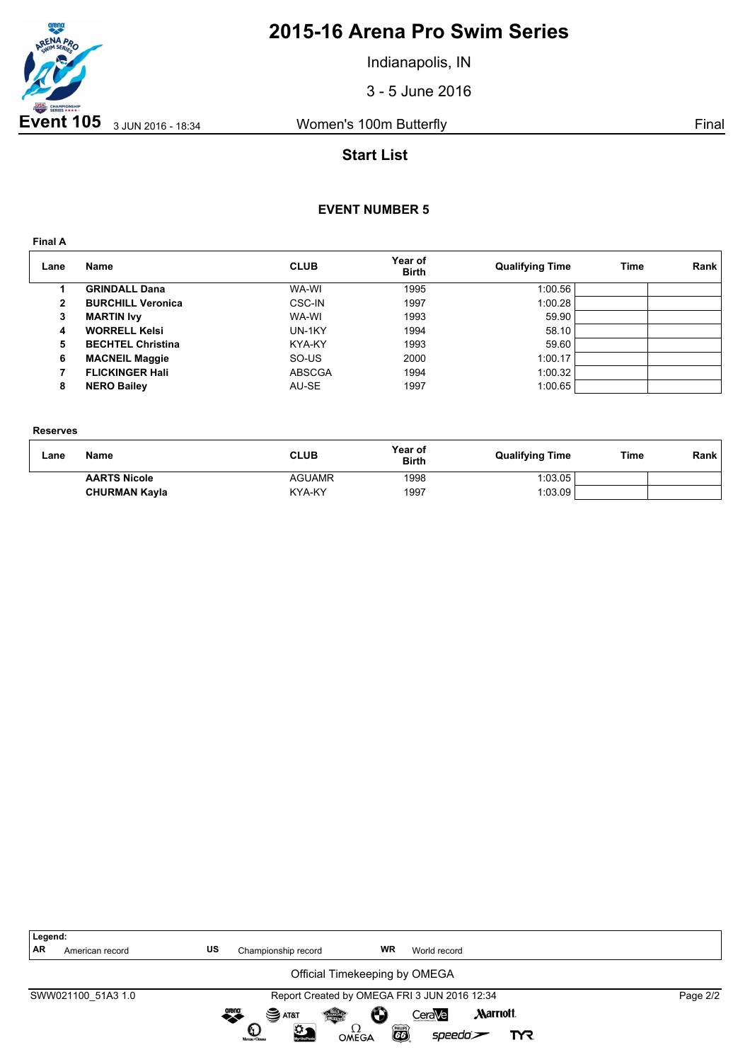# 2015-16 Arena Pro Swim Series

Indianapolis, IN

3 - 5 June 2016

**Event 105** 3 JUN 2016 - 18:34 Women's 100m Butterfly Final

## Start List

### EVENT NUMBER 5

**Final A**

| Lane | Name | CLUB | Year of Birth | Qualifying Time | Time | Rank |
|---|---|---|---|---|---|---|
| 1 | **GRINDALL Dana** | WA-WI | 1995 | 1:00.56 | | |
| 2 | **BURCHILL Veronica** | CSC-IN | 1997 | 1:00.28 | | |
| 3 | **MARTIN Ivy** | WA-WI | 1993 | 59.90 | | |
| 4 | **WORRELL Kelsi** | UN-1KY | 1994 | 58.10 | | |
| 5 | **BECHTEL Christina** | KYA-KY | 1993 | 59.60 | | |
| 6 | **MACNEIL Maggie** | SO-US | 2000 | 1:00.17 | | |
| 7 | **FLICKINGER Hali** | ABSCGA | 1994 | 1:00.32 | | |
| 8 | **NERO Bailey** | AU-SE | 1997 | 1:00.65 | | |

**Reserves**

| Lane | Name | CLUB | Year of Birth | Qualifying Time | Time | Rank |
|---|---|---|---|---|---|---|
| | **AARTS Nicole** | AGUAMR | 1998 | 1:03.05 | | |
| | **CHURMAN Kayla** | KYA-KY | 1997 | 1:03.09 | | |

Legend:
**AR** American record **US** Championship record **WR** World record

Official Timekeeping by OMEGA

SWW021100_51A3 1.0 Report Created by OMEGA FRI 3 JUN 2016 12:34